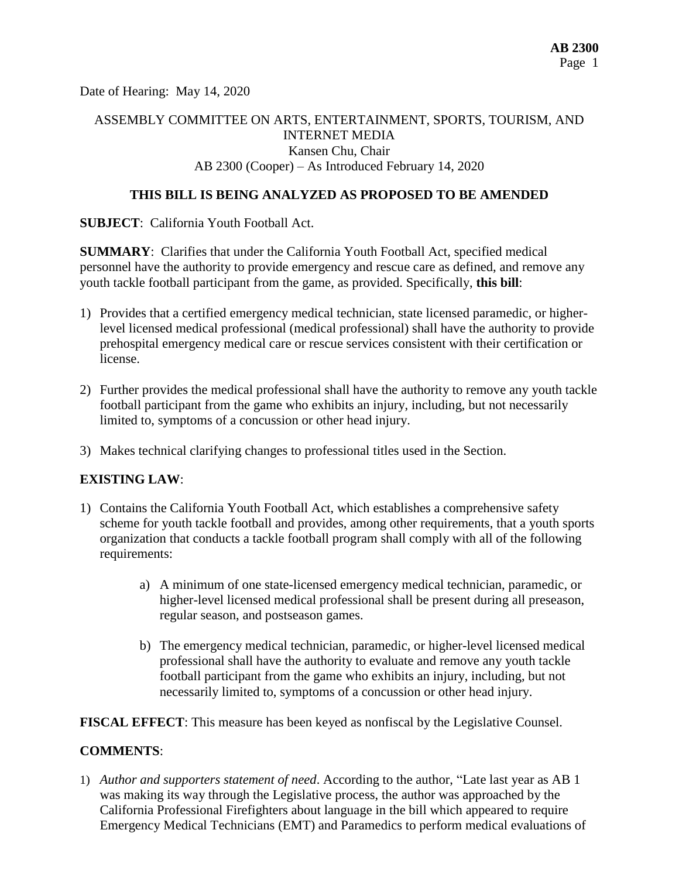Date of Hearing: May 14, 2020

ASSEMBLY COMMITTEE ON ARTS, ENTERTAINMENT, SPORTS, TOURISM, AND INTERNET MEDIA
Kansen Chu, Chair
AB 2300 (Cooper) – As Introduced February 14, 2020

**THIS BILL IS BEING ANALYZED AS PROPOSED TO BE AMENDED**

**SUBJECT**: California Youth Football Act.

**SUMMARY**: Clarifies that under the California Youth Football Act, specified medical personnel have the authority to provide emergency and rescue care as defined, and remove any youth tackle football participant from the game, as provided. Specifically, **this bill**:

1) Provides that a certified emergency medical technician, state licensed paramedic, or higher-level licensed medical professional (medical professional) shall have the authority to provide prehospital emergency medical care or rescue services consistent with their certification or license.

2) Further provides the medical professional shall have the authority to remove any youth tackle football participant from the game who exhibits an injury, including, but not necessarily limited to, symptoms of a concussion or other head injury.

3) Makes technical clarifying changes to professional titles used in the Section.

**EXISTING LAW**:

1) Contains the California Youth Football Act, which establishes a comprehensive safety scheme for youth tackle football and provides, among other requirements, that a youth sports organization that conducts a tackle football program shall comply with all of the following requirements:

   a) A minimum of one state-licensed emergency medical technician, paramedic, or higher-level licensed medical professional shall be present during all preseason, regular season, and postseason games.

   b) The emergency medical technician, paramedic, or higher-level licensed medical professional shall have the authority to evaluate and remove any youth tackle football participant from the game who exhibits an injury, including, but not necessarily limited to, symptoms of a concussion or other head injury.

**FISCAL EFFECT**: This measure has been keyed as nonfiscal by the Legislative Counsel.

**COMMENTS**:

1) *Author and supporters statement of need*. According to the author, "Late last year as AB 1 was making its way through the Legislative process, the author was approached by the California Professional Firefighters about language in the bill which appeared to require Emergency Medical Technicians (EMT) and Paramedics to perform medical evaluations of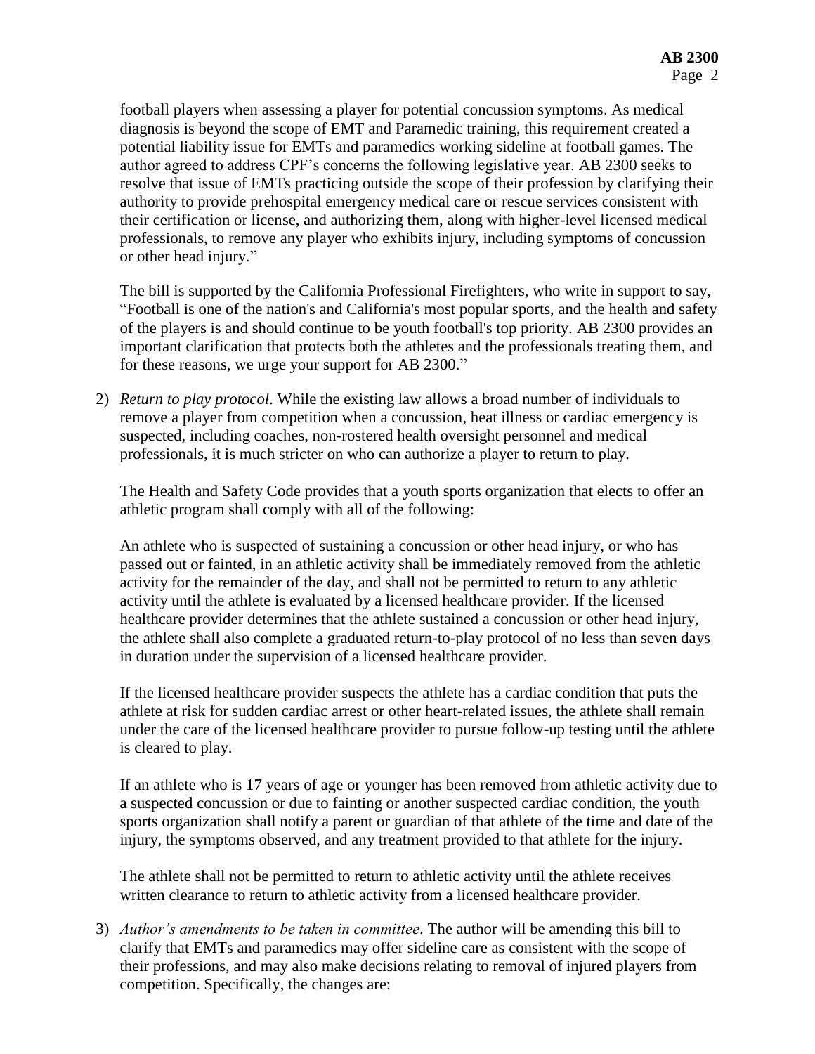football players when assessing a player for potential concussion symptoms. As medical diagnosis is beyond the scope of EMT and Paramedic training, this requirement created a potential liability issue for EMTs and paramedics working sideline at football games. The author agreed to address CPF's concerns the following legislative year. AB 2300 seeks to resolve that issue of EMTs practicing outside the scope of their profession by clarifying their authority to provide prehospital emergency medical care or rescue services consistent with their certification or license, and authorizing them, along with higher-level licensed medical professionals, to remove any player who exhibits injury, including symptoms of concussion or other head injury."

The bill is supported by the California Professional Firefighters, who write in support to say, "Football is one of the nation's and California's most popular sports, and the health and safety of the players is and should continue to be youth football's top priority. AB 2300 provides an important clarification that protects both the athletes and the professionals treating them, and for these reasons, we urge your support for AB 2300."

2) *Return to play protocol*. While the existing law allows a broad number of individuals to remove a player from competition when a concussion, heat illness or cardiac emergency is suspected, including coaches, non-rostered health oversight personnel and medical professionals, it is much stricter on who can authorize a player to return to play.

   The Health and Safety Code provides that a youth sports organization that elects to offer an athletic program shall comply with all of the following:

   An athlete who is suspected of sustaining a concussion or other head injury, or who has passed out or fainted, in an athletic activity shall be immediately removed from the athletic activity for the remainder of the day, and shall not be permitted to return to any athletic activity until the athlete is evaluated by a licensed healthcare provider. If the licensed healthcare provider determines that the athlete sustained a concussion or other head injury, the athlete shall also complete a graduated return-to-play protocol of no less than seven days in duration under the supervision of a licensed healthcare provider.

   If the licensed healthcare provider suspects the athlete has a cardiac condition that puts the athlete at risk for sudden cardiac arrest or other heart-related issues, the athlete shall remain under the care of the licensed healthcare provider to pursue follow-up testing until the athlete is cleared to play.

   If an athlete who is 17 years of age or younger has been removed from athletic activity due to a suspected concussion or due to fainting or another suspected cardiac condition, the youth sports organization shall notify a parent or guardian of that athlete of the time and date of the injury, the symptoms observed, and any treatment provided to that athlete for the injury.

   The athlete shall not be permitted to return to athletic activity until the athlete receives written clearance to return to athletic activity from a licensed healthcare provider.

3) *Author's amendments to be taken in committee*. The author will be amending this bill to clarify that EMTs and paramedics may offer sideline care as consistent with the scope of their professions, and may also make decisions relating to removal of injured players from competition. Specifically, the changes are: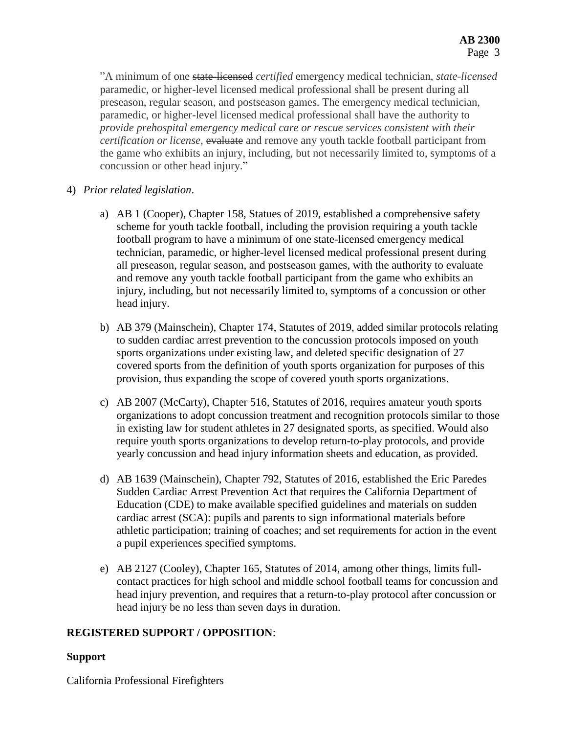"A minimum of one ~~state-licensed~~ *certified* emergency medical technician, *state-licensed* paramedic, or higher-level licensed medical professional shall be present during all preseason, regular season, and postseason games. The emergency medical technician, paramedic, or higher-level licensed medical professional shall have the authority to *provide prehospital emergency medical care or rescue services consistent with their certification or license*, ~~evaluate~~ and remove any youth tackle football participant from the game who exhibits an injury, including, but not necessarily limited to, symptoms of a concussion or other head injury."

4) *Prior related legislation*.

   a) AB 1 (Cooper), Chapter 158, Statues of 2019, established a comprehensive safety scheme for youth tackle football, including the provision requiring a youth tackle football program to have a minimum of one state-licensed emergency medical technician, paramedic, or higher-level licensed medical professional present during all preseason, regular season, and postseason games, with the authority to evaluate and remove any youth tackle football participant from the game who exhibits an injury, including, but not necessarily limited to, symptoms of a concussion or other head injury.

   b) AB 379 (Mainschein), Chapter 174, Statutes of 2019, added similar protocols relating to sudden cardiac arrest prevention to the concussion protocols imposed on youth sports organizations under existing law, and deleted specific designation of 27 covered sports from the definition of youth sports organization for purposes of this provision, thus expanding the scope of covered youth sports organizations.

   c) AB 2007 (McCarty), Chapter 516, Statutes of 2016, requires amateur youth sports organizations to adopt concussion treatment and recognition protocols similar to those in existing law for student athletes in 27 designated sports, as specified. Would also require youth sports organizations to develop return-to-play protocols, and provide yearly concussion and head injury information sheets and education, as provided.

   d) AB 1639 (Mainschein), Chapter 792, Statutes of 2016, established the Eric Paredes Sudden Cardiac Arrest Prevention Act that requires the California Department of Education (CDE) to make available specified guidelines and materials on sudden cardiac arrest (SCA): pupils and parents to sign informational materials before athletic participation; training of coaches; and set requirements for action in the event a pupil experiences specified symptoms.

   e) AB 2127 (Cooley), Chapter 165, Statutes of 2014, among other things, limits full-contact practices for high school and middle school football teams for concussion and head injury prevention, and requires that a return-to-play protocol after concussion or head injury be no less than seven days in duration.

**REGISTERED SUPPORT / OPPOSITION**:

**Support**

California Professional Firefighters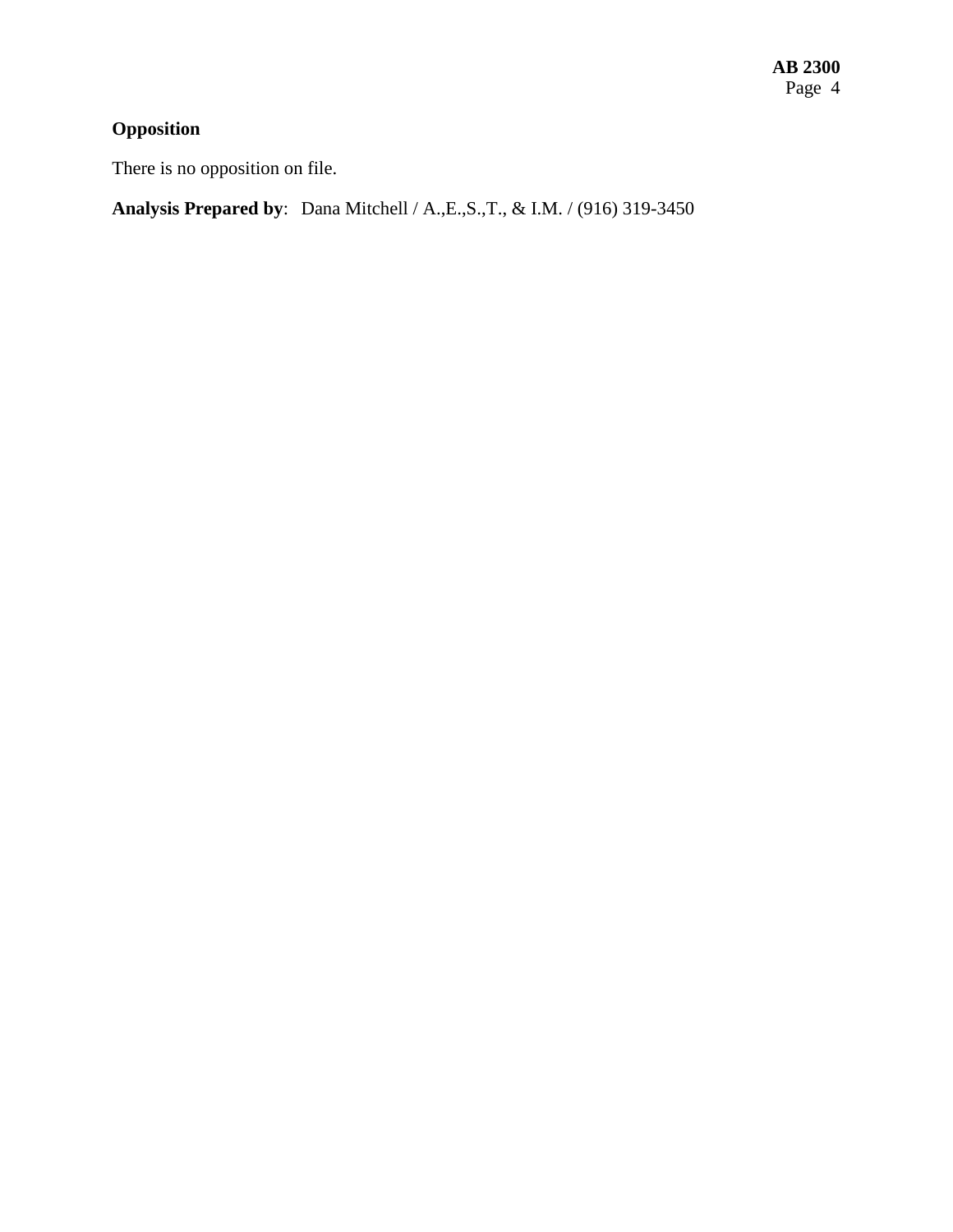## Opposition

There is no opposition on file.

**Analysis Prepared by**: Dana Mitchell / A.,E.,S.,T., & I.M. / (916) 319-3450